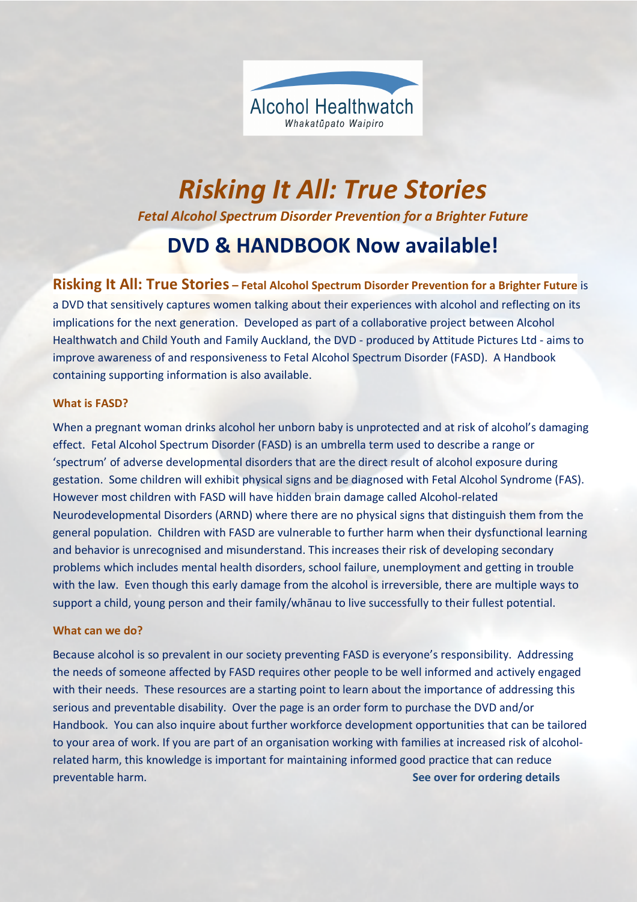Alcohol Healthwatch

*Whakatūpato Waipiro*

# *Risking It All: True Stories*

### *Fetal Alcohol Spectrum Disorder Prevention for a Brighter Future*

## DVD & HANDBOOK Now available!

**Risking It All: True Stories – Fetal Alcohol Spectrum Disorder Prevention for a Brighter Future** is a DVD that sensitively captures women talking about their experiences with alcohol and reflecting on its implications for the next generation. Developed as part of a collaborative project between Alcohol Healthwatch and Child Youth and Family Auckland, the DVD - produced by Attitude Pictures Ltd - aims to improve awareness of and responsiveness to Fetal Alcohol Spectrum Disorder (FASD). A Handbook containing supporting information is also available.

**What is FASD?**

When a pregnant woman drinks alcohol her unborn baby is unprotected and at risk of alcohol's damaging effect. Fetal Alcohol Spectrum Disorder (FASD) is an umbrella term used to describe a range or 'spectrum' of adverse developmental disorders that are the direct result of alcohol exposure during gestation. Some children will exhibit physical signs and be diagnosed with Fetal Alcohol Syndrome (FAS). However most children with FASD will have hidden brain damage called Alcohol-related Neurodevelopmental Disorders (ARND) where there are no physical signs that distinguish them from the general population. Children with FASD are vulnerable to further harm when their dysfunctional learning and behavior is unrecognised and misunderstand. This increases their risk of developing secondary problems which includes mental health disorders, school failure, unemployment and getting in trouble with the law. Even though this early damage from the alcohol is irreversible, there are multiple ways to support a child, young person and their family/whānau to live successfully to their fullest potential.

**What can we do?**

Because alcohol is so prevalent in our society preventing FASD is everyone's responsibility. Addressing the needs of someone affected by FASD requires other people to be well informed and actively engaged with their needs. These resources are a starting point to learn about the importance of addressing this serious and preventable disability. Over the page is an order form to purchase the DVD and/or Handbook. You can also inquire about further workforce development opportunities that can be tailored to your area of work. If you are part of an organisation working with families at increased risk of alcohol-related harm, this knowledge is important for maintaining informed good practice that can reduce preventable harm.

**See over for ordering details**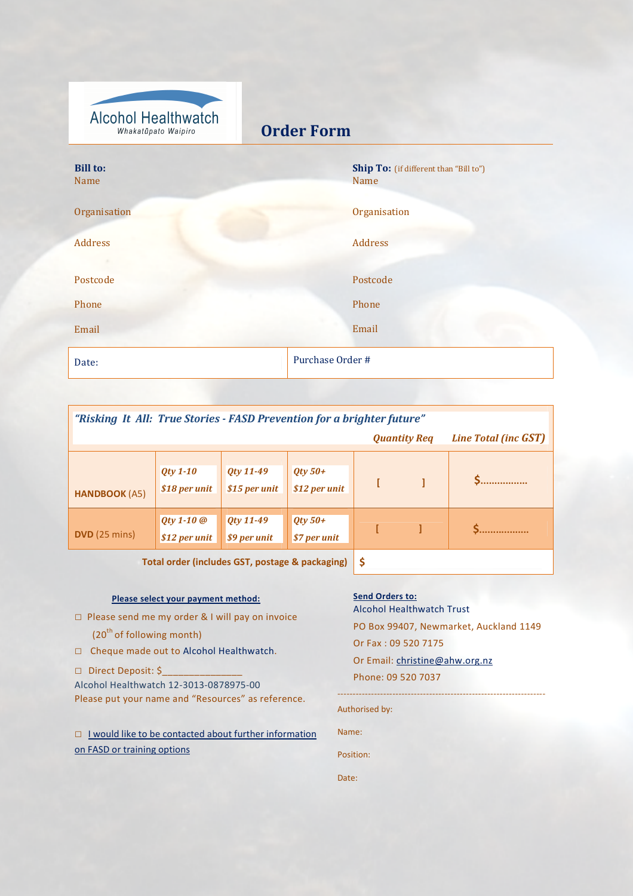Alcohol Healthwatch
Whakatūpato Waipiro

# Order Form

| **Bill to:** | **Ship To:** (if different than "Bill to") |
|---|---|
| Name | Name |
| Organisation | Organisation |
| Address | Address |
| Postcode | Postcode |
| Phone | Phone |
| Email | Email |

| | |
|---|---|
| Date: | Purchase Order # |

| *"Risking It All: True Stories - FASD Prevention for a brighter future"* | | | | | |
|---|---|---|---|---|---|
| | | | | *Quantity Req* | *Line Total (inc GST)* |
| **HANDBOOK** (A5) | *Qty 1-10* *$18 per unit* | *Qty 11-49* *$15 per unit* | *Qty 50+* *$12 per unit* | [ ] | $…………….. |
| **DVD** (25 mins) | *Qty 1-10 @* *$12 per unit* | *Qty 11-49* *$9 per unit* | *Qty 50+* *$7 per unit* | [ ] | $……………… |
| **Total order (includes GST, postage & packaging)** | | | | $ | |

**Please select your payment method:**

- ☐ Please send me my order & I will pay on invoice (20th of following month)
- ☐ Cheque made out to Alcohol Healthwatch.
- ☐ Direct Deposit: $_______________
  Alcohol Healthwatch 12-3013-0878975-00
  Please put your name and "Resources" as reference.

☐ I would like to be contacted about further information on FASD or training options

**Send Orders to:**
Alcohol Healthwatch Trust
PO Box 99407, Newmarket, Auckland 1149
Or Fax : 09 520 7175
Or Email: christine@ahw.org.nz
Phone: 09 520 7037

Authorised by:

Name:

Position:

Date: